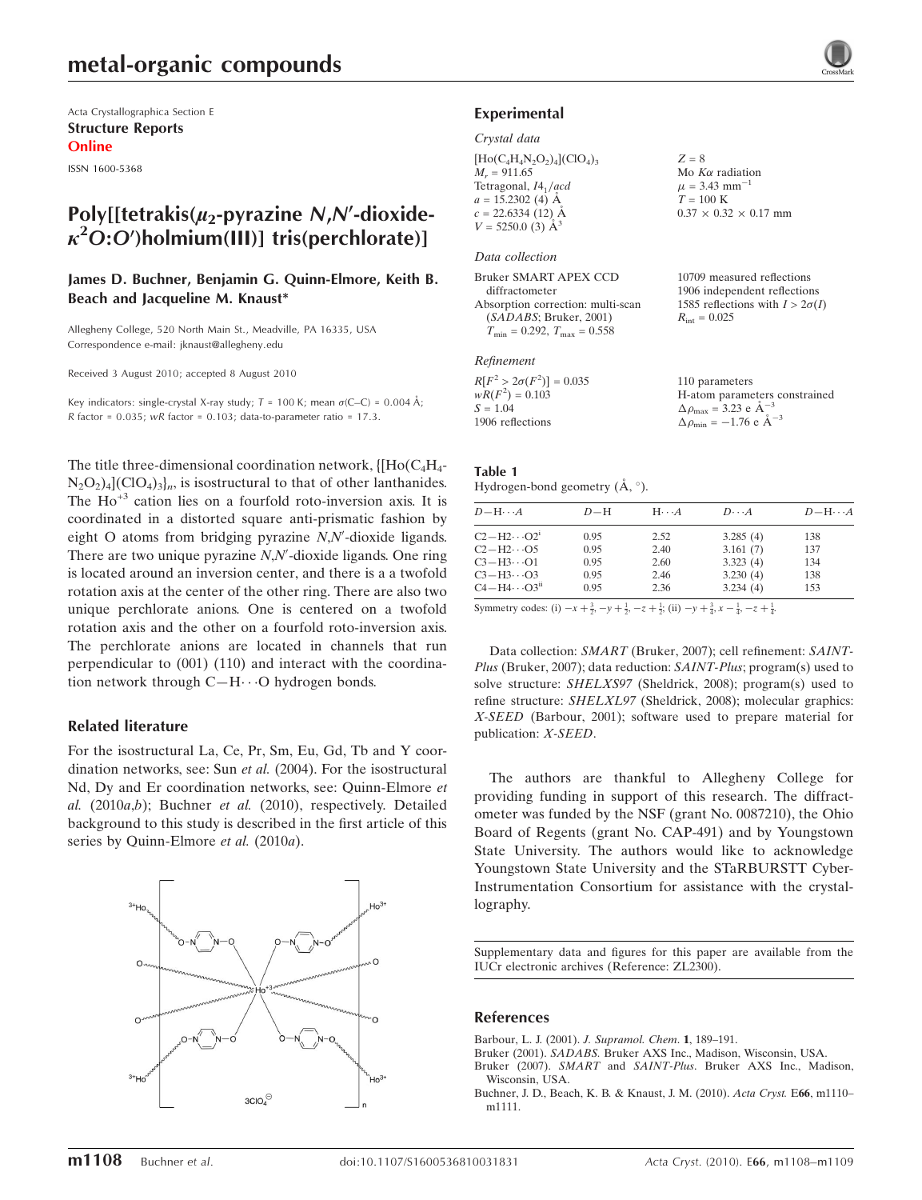# metal-organic compounds

Acta Crystallographica Section E
**Structure Reports**
**Online**

ISSN 1600-5368

# Poly[[tetrakis($\mu_2$-pyrazine $N,N'$-dioxide-$\kappa^2O$:$O'$)holmium(III)] tris(perchlorate)]

**James D. Buchner, Benjamin G. Quinn-Elmore, Keith B. Beach and Jacqueline M. Knaust***

Allegheny College, 520 North Main St., Meadville, PA 16335, USA
Correspondence e-mail: jknaust@allegheny.edu

Received 3 August 2010; accepted 8 August 2010

Key indicators: single-crystal X-ray study; $T$ = 100 K; mean $\sigma$(C–C) = 0.004 Å; $R$ factor = 0.035; $wR$ factor = 0.103; data-to-parameter ratio = 17.3.

The title three-dimensional coordination network, $\{[Ho(C_4H_4N_2O_2)_4](ClO_4)_3\}_n$, is isostructural to that of other lanthanides. The $Ho^{+3}$ cation lies on a fourfold roto-inversion axis. It is coordinated in a distorted square anti-prismatic fashion by eight O atoms from bridging pyrazine $N,N'$-dioxide ligands. There are two unique pyrazine $N,N'$-dioxide ligands. One ring is located around an inversion center, and there is a a twofold rotation axis at the center of the other ring. There are also two unique perchlorate anions. One is centered on a twofold rotation axis and the other on a fourfold roto-inversion axis. The perchlorate anions are located in channels that run perpendicular to (001) (110) and interact with the coordination network through C—H⋯O hydrogen bonds.

## Related literature

For the isostructural La, Ce, Pr, Sm, Eu, Gd, Tb and Y coordination networks, see: Sun *et al.* (2004). For the isostructural Nd, Dy and Er coordination networks, see: Quinn-Elmore *et al.* (2010*a*,*b*); Buchner *et al.* (2010), respectively. Detailed background to this study is described in the first article of this series by Quinn-Elmore *et al.* (2010*a*).

## Experimental

### Crystal data

$[Ho(C_4H_4N_2O_2)_4](ClO_4)_3$
$M_r$ = 911.65
Tetragonal, $I4_1/acd$
$a$ = 15.2302 (4) Å
$c$ = 22.6334 (12) Å
$V$ = 5250.0 (3) Å$^3$
$Z$ = 8
Mo $K\alpha$ radiation
$\mu$ = 3.43 mm$^{-1}$
$T$ = 100 K
0.37 × 0.32 × 0.17 mm

### Data collection

Bruker SMART APEX CCD diffractometer
Absorption correction: multi-scan (*SADABS*; Bruker, 2001)
$T_{min}$ = 0.292, $T_{max}$ = 0.558
10709 measured reflections
1906 independent reflections
1585 reflections with $I > 2\sigma(I)$
$R_{int}$ = 0.025

### Refinement

$R[F^2 > 2\sigma(F^2)]$ = 0.035
$wR(F^2)$ = 0.103
$S$ = 1.04
1906 reflections
110 parameters
H-atom parameters constrained
$\Delta\rho_{max}$ = 3.23 e Å$^{-3}$
$\Delta\rho_{min}$ = −1.76 e Å$^{-3}$

**Table 1**
Hydrogen-bond geometry (Å, °).

| $D$—H⋯$A$ | $D$—H | H⋯$A$ | $D$⋯$A$ | $D$—H⋯$A$ |
|---|---|---|---|---|
| C2—H2⋯O2$^{i}$ | 0.95 | 2.52 | 3.285 (4) | 138 |
| C2—H2⋯O5 | 0.95 | 2.40 | 3.161 (7) | 137 |
| C3—H3⋯O1 | 0.95 | 2.60 | 3.323 (4) | 134 |
| C3—H3⋯O3 | 0.95 | 2.46 | 3.230 (4) | 138 |
| C4—H4⋯O3$^{ii}$ | 0.95 | 2.36 | 3.234 (4) | 153 |

Symmetry codes: (i) $-x+\frac{3}{2}, -y+\frac{1}{2}, -z+\frac{1}{2}$; (ii) $-y+\frac{3}{4}, x-\frac{1}{4}, -z+\frac{1}{4}$.

Data collection: *SMART* (Bruker, 2007); cell refinement: *SAINT-Plus* (Bruker, 2007); data reduction: *SAINT-Plus*; program(s) used to solve structure: *SHELXS97* (Sheldrick, 2008); program(s) used to refine structure: *SHELXL97* (Sheldrick, 2008); molecular graphics: *X-SEED* (Barbour, 2001); software used to prepare material for publication: *X-SEED*.

The authors are thankful to Allegheny College for providing funding in support of this research. The diffractometer was funded by the NSF (grant No. 0087210), the Ohio Board of Regents (grant No. CAP-491) and by Youngstown State University. The authors would like to acknowledge Youngstown State University and the STaRBURSTT Cyber-Instrumentation Consortium for assistance with the crystallography.

Supplementary data and figures for this paper are available from the IUCr electronic archives (Reference: ZL2300).

## References

Barbour, L. J. (2001). *J. Supramol. Chem.* **1**, 189–191.
Bruker (2001). *SADABS*. Bruker AXS Inc., Madison, Wisconsin, USA.
Bruker (2007). *SMART* and *SAINT-Plus*. Bruker AXS Inc., Madison, Wisconsin, USA.
Buchner, J. D., Beach, K. B. & Knaust, J. M. (2010). *Acta Cryst.* E**66**, m1110–m1111.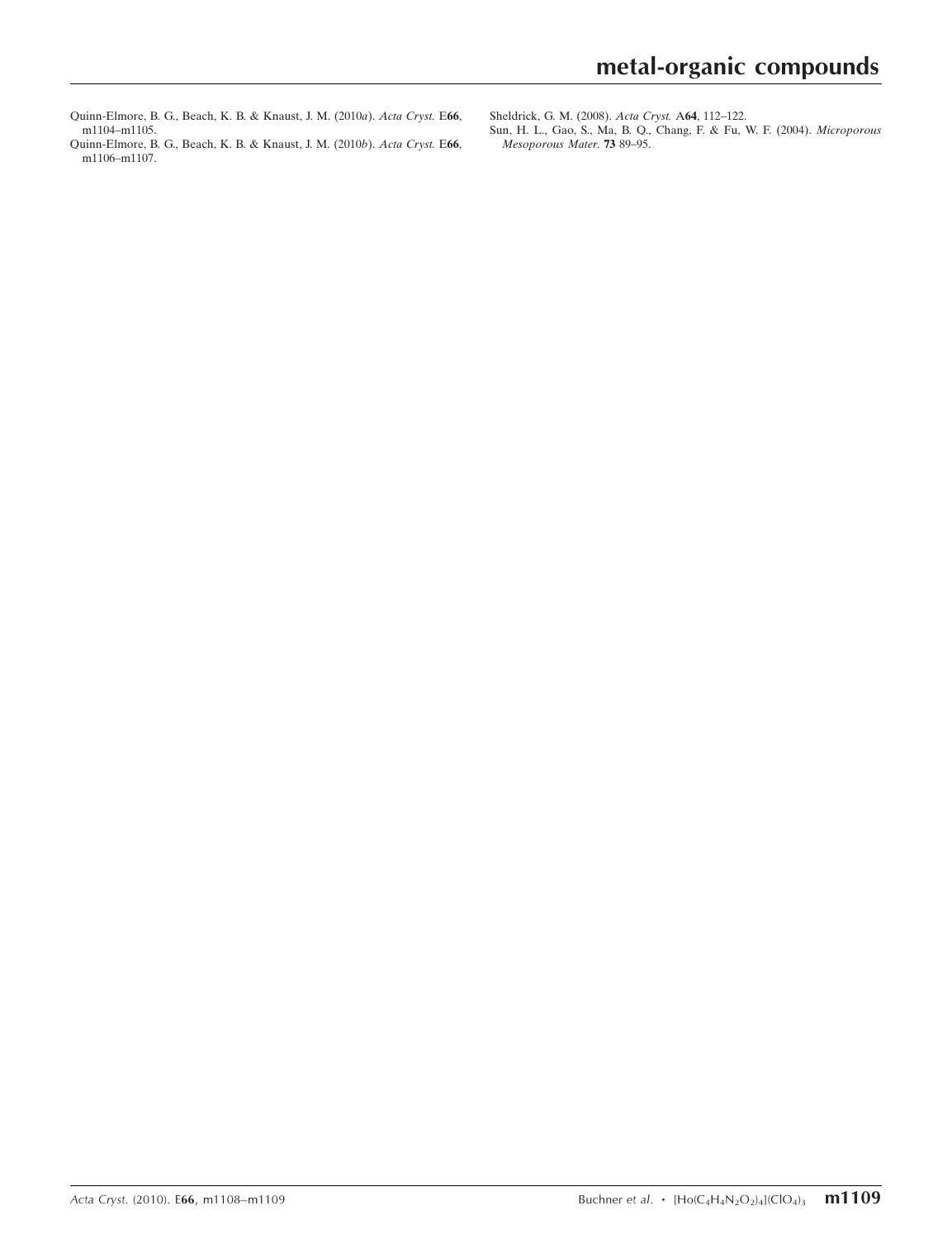Quinn-Elmore, B. G., Beach, K. B. & Knaust, J. M. (2010*a*). *Acta Cryst.* E**66**, m1104–m1105.

Quinn-Elmore, B. G., Beach, K. B. & Knaust, J. M. (2010*b*). *Acta Cryst.* E**66**, m1106–m1107.

Sheldrick, G. M. (2008). *Acta Cryst.* A**64**, 112–122.

Sun, H. L., Gao, S., Ma, B. Q., Chang, F. & Fu, W. F. (2004). *Microporous Mesoporous Mater.* **73** 89–95.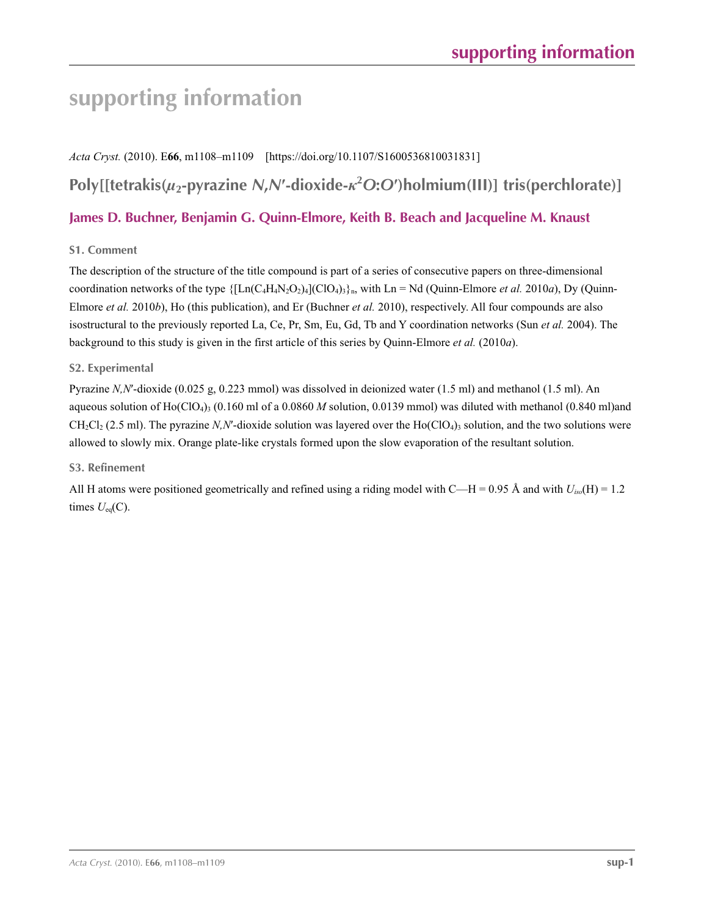# supporting information

*Acta Cryst.* (2010). E**66**, m1108–m1109 [https://doi.org/10.1107/S1600536810031831]

## Poly[[tetrakis($\mu_2$-pyrazine *N,N′*-dioxide-$\kappa^2$*O*:*O′*)holmium(III)] tris(perchlorate)]

### James D. Buchner, Benjamin G. Quinn-Elmore, Keith B. Beach and Jacqueline M. Knaust

#### S1. Comment

The description of the structure of the title compound is part of a series of consecutive papers on three-dimensional coordination networks of the type $\{[Ln(C_4H_4N_2O_2)_4](ClO_4)_3\}_n$, with Ln = Nd (Quinn-Elmore *et al.* 2010*a*), Dy (Quinn-Elmore *et al.* 2010*b*), Ho (this publication), and Er (Buchner *et al.* 2010), respectively. All four compounds are also isostructural to the previously reported La, Ce, Pr, Sm, Eu, Gd, Tb and Y coordination networks (Sun *et al.* 2004). The background to this study is given in the first article of this series by Quinn-Elmore *et al.* (2010*a*).

#### S2. Experimental

Pyrazine *N,N′*-dioxide (0.025 g, 0.223 mmol) was dissolved in deionized water (1.5 ml) and methanol (1.5 ml). An aqueous solution of $Ho(ClO_4)_3$ (0.160 ml of a 0.0860 *M* solution, 0.0139 mmol) was diluted with methanol (0.840 ml)and $CH_2Cl_2$ (2.5 ml). The pyrazine *N,N′*-dioxide solution was layered over the $Ho(ClO_4)_3$ solution, and the two solutions were allowed to slowly mix. Orange plate-like crystals formed upon the slow evaporation of the resultant solution.

#### S3. Refinement

All H atoms were positioned geometrically and refined using a riding model with C—H = 0.95 Å and with $U_{iso}$(H) = 1.2 times $U_{eq}$(C).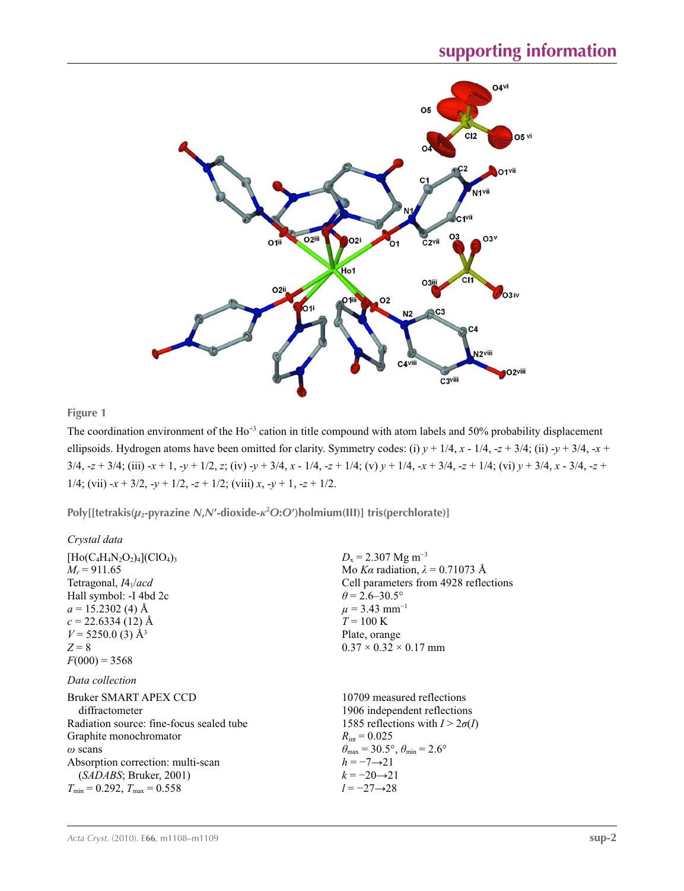**Figure 1**

The coordination environment of the $Ho^{+3}$ cation in title compound with atom labels and 50% probability displacement ellipsoids. Hydrogen atoms have been omitted for clarity. Symmetry codes: (i) $y + 1/4$, $x - 1/4$, $-z + 3/4$; (ii) $-y + 3/4$, $-x + 3/4$, $-z + 3/4$; (iii) $-x + 1$, $-y + 1/2$, $z$; (iv) $-y + 3/4$, $x - 1/4$, $-z + 1/4$; (v) $y + 1/4$, $-x + 3/4$, $-z + 1/4$; (vi) $y + 3/4$, $x - 3/4$, $-z + 1/4$; (vii) $-x + 3/2$, $-y + 1/2$, $-z + 1/2$; (viii) $x$, $-y + 1$, $-z + 1/2$.

## Poly[[tetrakis($\mu_2$-pyrazine *N*,*N*′-dioxide-$\kappa^2$*O*:*O*′)holmium(III)] tris(perchlorate)]

### *Crystal data*

$[Ho(C_4H_4N_2O_2)_4](ClO_4)_3$
$M_r = 911.65$
Tetragonal, $I4_1/acd$
Hall symbol: -I 4bd 2c
$a = 15.2302$ (4) Å
$c = 22.6334$ (12) Å
$V = 5250.0$ (3) Å$^3$
$Z = 8$
$F(000) = 3568$
$D_x = 2.307$ Mg m$^{-3}$
Mo $K\alpha$ radiation, $\lambda = 0.71073$ Å
Cell parameters from 4928 reflections
$\theta = 2.6$–$30.5°$
$\mu = 3.43$ mm$^{-1}$
$T = 100$ K
Plate, orange
$0.37 \times 0.32 \times 0.17$ mm

### *Data collection*

Bruker SMART APEX CCD diffractometer
Radiation source: fine-focus sealed tube
Graphite monochromator
$\omega$ scans
Absorption correction: multi-scan (*SADABS*; Bruker, 2001)
$T_{min} = 0.292$, $T_{max} = 0.558$
10709 measured reflections
1906 independent reflections
1585 reflections with $I > 2\sigma(I)$
$R_{int} = 0.025$
$\theta_{max} = 30.5°$, $\theta_{min} = 2.6°$
$h = -7 \rightarrow 21$
$k = -20 \rightarrow 21$
$l = -27 \rightarrow 28$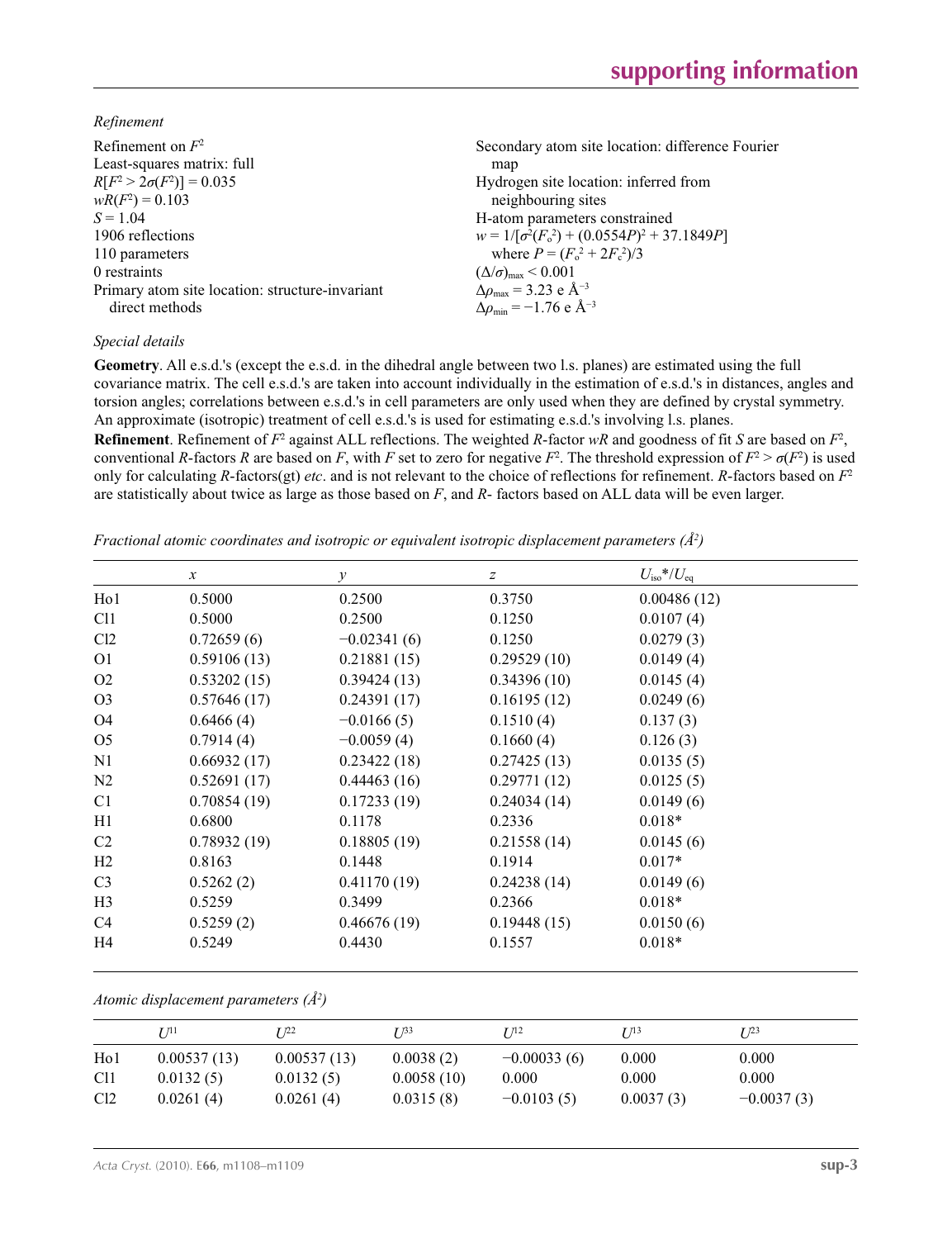*Refinement*

Refinement on $F^2$
Least-squares matrix: full
$R[F^2 > 2\sigma(F^2)] = 0.035$
$wR(F^2) = 0.103$
$S = 1.04$
1906 reflections
110 parameters
0 restraints
Primary atom site location: structure-invariant direct methods
Secondary atom site location: difference Fourier map
Hydrogen site location: inferred from neighbouring sites
H-atom parameters constrained
$w = 1/[\sigma^2(F_o^2) + (0.0554P)^2 + 37.1849P]$ where $P = (F_o^2 + 2F_c^2)/3$
$(\Delta/\sigma)_{max} < 0.001$
$\Delta\rho_{max} = 3.23$ e Å$^{-3}$
$\Delta\rho_{min} = -1.76$ e Å$^{-3}$

*Special details*

**Geometry**. All e.s.d.'s (except the e.s.d. in the dihedral angle between two l.s. planes) are estimated using the full covariance matrix. The cell e.s.d.'s are taken into account individually in the estimation of e.s.d.'s in distances, angles and torsion angles; correlations between e.s.d.'s in cell parameters are only used when they are defined by crystal symmetry. An approximate (isotropic) treatment of cell e.s.d.'s is used for estimating e.s.d.'s involving l.s. planes.

**Refinement**. Refinement of $F^2$ against ALL reflections. The weighted $R$-factor $wR$ and goodness of fit $S$ are based on $F^2$, conventional $R$-factors $R$ are based on $F$, with $F$ set to zero for negative $F^2$. The threshold expression of $F^2 > \sigma(F^2)$ is used only for calculating $R$-factors(gt) *etc*. and is not relevant to the choice of reflections for refinement. $R$-factors based on $F^2$ are statistically about twice as large as those based on $F$, and $R$- factors based on ALL data will be even larger.

*Fractional atomic coordinates and isotropic or equivalent isotropic displacement parameters (Å$^2$)*

| | $x$ | $y$ | $z$ | $U_{iso}$\*/$U_{eq}$ |
|---|---|---|---|---|
| Ho1 | 0.5000 | 0.2500 | 0.3750 | 0.00486 (12) |
| Cl1 | 0.5000 | 0.2500 | 0.1250 | 0.0107 (4) |
| Cl2 | 0.72659 (6) | −0.02341 (6) | 0.1250 | 0.0279 (3) |
| O1 | 0.59106 (13) | 0.21881 (15) | 0.29529 (10) | 0.0149 (4) |
| O2 | 0.53202 (15) | 0.39424 (13) | 0.34396 (10) | 0.0145 (4) |
| O3 | 0.57646 (17) | 0.24391 (17) | 0.16195 (12) | 0.0249 (6) |
| O4 | 0.6466 (4) | −0.0166 (5) | 0.1510 (4) | 0.137 (3) |
| O5 | 0.7914 (4) | −0.0059 (4) | 0.1660 (4) | 0.126 (3) |
| N1 | 0.66932 (17) | 0.23422 (18) | 0.27425 (13) | 0.0135 (5) |
| N2 | 0.52691 (17) | 0.44463 (16) | 0.29771 (12) | 0.0125 (5) |
| C1 | 0.70854 (19) | 0.17233 (19) | 0.24034 (14) | 0.0149 (6) |
| H1 | 0.6800 | 0.1178 | 0.2336 | 0.018\* |
| C2 | 0.78932 (19) | 0.18805 (19) | 0.21558 (14) | 0.0145 (6) |
| H2 | 0.8163 | 0.1448 | 0.1914 | 0.017\* |
| C3 | 0.5262 (2) | 0.41170 (19) | 0.24238 (14) | 0.0149 (6) |
| H3 | 0.5259 | 0.3499 | 0.2366 | 0.018\* |
| C4 | 0.5259 (2) | 0.46676 (19) | 0.19448 (15) | 0.0150 (6) |
| H4 | 0.5249 | 0.4430 | 0.1557 | 0.018\* |

*Atomic displacement parameters (Å$^2$)*

| | $U^{11}$ | $U^{22}$ | $U^{33}$ | $U^{12}$ | $U^{13}$ | $U^{23}$ |
|---|---|---|---|---|---|---|
| Ho1 | 0.00537 (13) | 0.00537 (13) | 0.0038 (2) | −0.00033 (6) | 0.000 | 0.000 |
| Cl1 | 0.0132 (5) | 0.0132 (5) | 0.0058 (10) | 0.000 | 0.000 | 0.000 |
| Cl2 | 0.0261 (4) | 0.0261 (4) | 0.0315 (8) | −0.0103 (5) | 0.0037 (3) | −0.0037 (3) |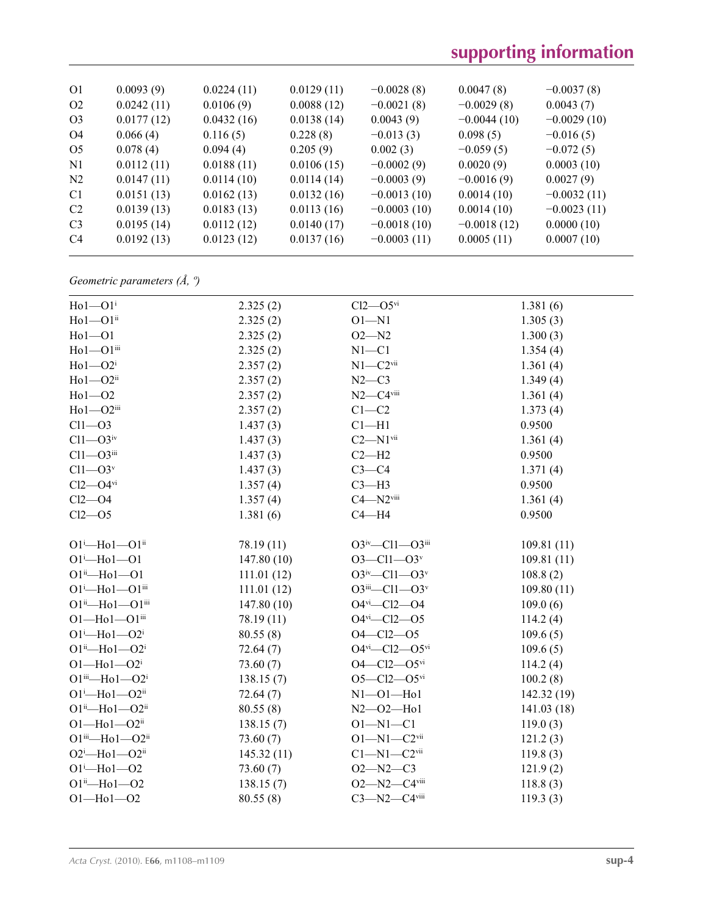| | | | | | | |
|---|---|---|---|---|---|---|
| O1 | 0.0093 (9) | 0.0224 (11) | 0.0129 (11) | −0.0028 (8) | 0.0047 (8) | −0.0037 (8) |
| O2 | 0.0242 (11) | 0.0106 (9) | 0.0088 (12) | −0.0021 (8) | −0.0029 (8) | 0.0043 (7) |
| O3 | 0.0177 (12) | 0.0432 (16) | 0.0138 (14) | 0.0043 (9) | −0.0044 (10) | −0.0029 (10) |
| O4 | 0.066 (4) | 0.116 (5) | 0.228 (8) | −0.013 (3) | 0.098 (5) | −0.016 (5) |
| O5 | 0.078 (4) | 0.094 (4) | 0.205 (9) | 0.002 (3) | −0.059 (5) | −0.072 (5) |
| N1 | 0.0112 (11) | 0.0188 (11) | 0.0106 (15) | −0.0002 (9) | 0.0020 (9) | 0.0003 (10) |
| N2 | 0.0147 (11) | 0.0114 (10) | 0.0114 (14) | −0.0003 (9) | −0.0016 (9) | 0.0027 (9) |
| C1 | 0.0151 (13) | 0.0162 (13) | 0.0132 (16) | −0.0013 (10) | 0.0014 (10) | −0.0032 (11) |
| C2 | 0.0139 (13) | 0.0183 (13) | 0.0113 (16) | −0.0003 (10) | 0.0014 (10) | −0.0023 (11) |
| C3 | 0.0195 (14) | 0.0112 (12) | 0.0140 (17) | −0.0018 (10) | −0.0018 (12) | 0.0000 (10) |
| C4 | 0.0192 (13) | 0.0123 (12) | 0.0137 (16) | −0.0003 (11) | 0.0005 (11) | 0.0007 (10) |

*Geometric parameters (Å, º)*

| | | | |
|---|---|---|---|
| Ho1—O1$^{i}$ | 2.325 (2) | Cl2—O5$^{vi}$ | 1.381 (6) |
| Ho1—O1$^{ii}$ | 2.325 (2) | O1—N1 | 1.305 (3) |
| Ho1—O1 | 2.325 (2) | O2—N2 | 1.300 (3) |
| Ho1—O1$^{iii}$ | 2.325 (2) | N1—C1 | 1.354 (4) |
| Ho1—O2$^{i}$ | 2.357 (2) | N1—C2$^{vii}$ | 1.361 (4) |
| Ho1—O2$^{ii}$ | 2.357 (2) | N2—C3 | 1.349 (4) |
| Ho1—O2 | 2.357 (2) | N2—C4$^{viii}$ | 1.361 (4) |
| Ho1—O2$^{iii}$ | 2.357 (2) | C1—C2 | 1.373 (4) |
| Cl1—O3 | 1.437 (3) | C1—H1 | 0.9500 |
| Cl1—O3$^{iv}$ | 1.437 (3) | C2—N1$^{vii}$ | 1.361 (4) |
| Cl1—O3$^{iii}$ | 1.437 (3) | C2—H2 | 0.9500 |
| Cl1—O3$^{v}$ | 1.437 (3) | C3—C4 | 1.371 (4) |
| Cl2—O4$^{vi}$ | 1.357 (4) | C3—H3 | 0.9500 |
| Cl2—O4 | 1.357 (4) | C4—N2$^{viii}$ | 1.361 (4) |
| Cl2—O5 | 1.381 (6) | C4—H4 | 0.9500 |
| | | | |
| O1$^{i}$—Ho1—O1$^{ii}$ | 78.19 (11) | O3$^{iv}$—Cl1—O3$^{iii}$ | 109.81 (11) |
| O1$^{i}$—Ho1—O1 | 147.80 (10) | O3—Cl1—O3$^{v}$ | 109.81 (11) |
| O1$^{ii}$—Ho1—O1 | 111.01 (12) | O3$^{iv}$—Cl1—O3$^{v}$ | 108.8 (2) |
| O1$^{i}$—Ho1—O1$^{iii}$ | 111.01 (12) | O3$^{iii}$—Cl1—O3$^{v}$ | 109.80 (11) |
| O1$^{ii}$—Ho1—O1$^{iii}$ | 147.80 (10) | O4$^{vi}$—Cl2—O4 | 109.0 (6) |
| O1—Ho1—O1$^{iii}$ | 78.19 (11) | O4$^{vi}$—Cl2—O5 | 114.2 (4) |
| O1$^{i}$—Ho1—O2$^{i}$ | 80.55 (8) | O4—Cl2—O5 | 109.6 (5) |
| O1$^{ii}$—Ho1—O2$^{i}$ | 72.64 (7) | O4$^{vi}$—Cl2—O5$^{vi}$ | 109.6 (5) |
| O1—Ho1—O2$^{i}$ | 73.60 (7) | O4—Cl2—O5$^{vi}$ | 114.2 (4) |
| O1$^{iii}$—Ho1—O2$^{i}$ | 138.15 (7) | O5—Cl2—O5$^{vi}$ | 100.2 (8) |
| O1$^{i}$—Ho1—O2$^{ii}$ | 72.64 (7) | N1—O1—Ho1 | 142.32 (19) |
| O1$^{ii}$—Ho1—O2$^{ii}$ | 80.55 (8) | N2—O2—Ho1 | 141.03 (18) |
| O1—Ho1—O2$^{ii}$ | 138.15 (7) | O1—N1—C1 | 119.0 (3) |
| O1$^{iii}$—Ho1—O2$^{ii}$ | 73.60 (7) | O1—N1—C2$^{vii}$ | 121.2 (3) |
| O2$^{i}$—Ho1—O2$^{ii}$ | 145.32 (11) | C1—N1—C2$^{vii}$ | 119.8 (3) |
| O1$^{i}$—Ho1—O2 | 73.60 (7) | O2—N2—C3 | 121.9 (2) |
| O1$^{ii}$—Ho1—O2 | 138.15 (7) | O2—N2—C4$^{viii}$ | 118.8 (3) |
| O1—Ho1—O2 | 80.55 (8) | C3—N2—C4$^{viii}$ | 119.3 (3) |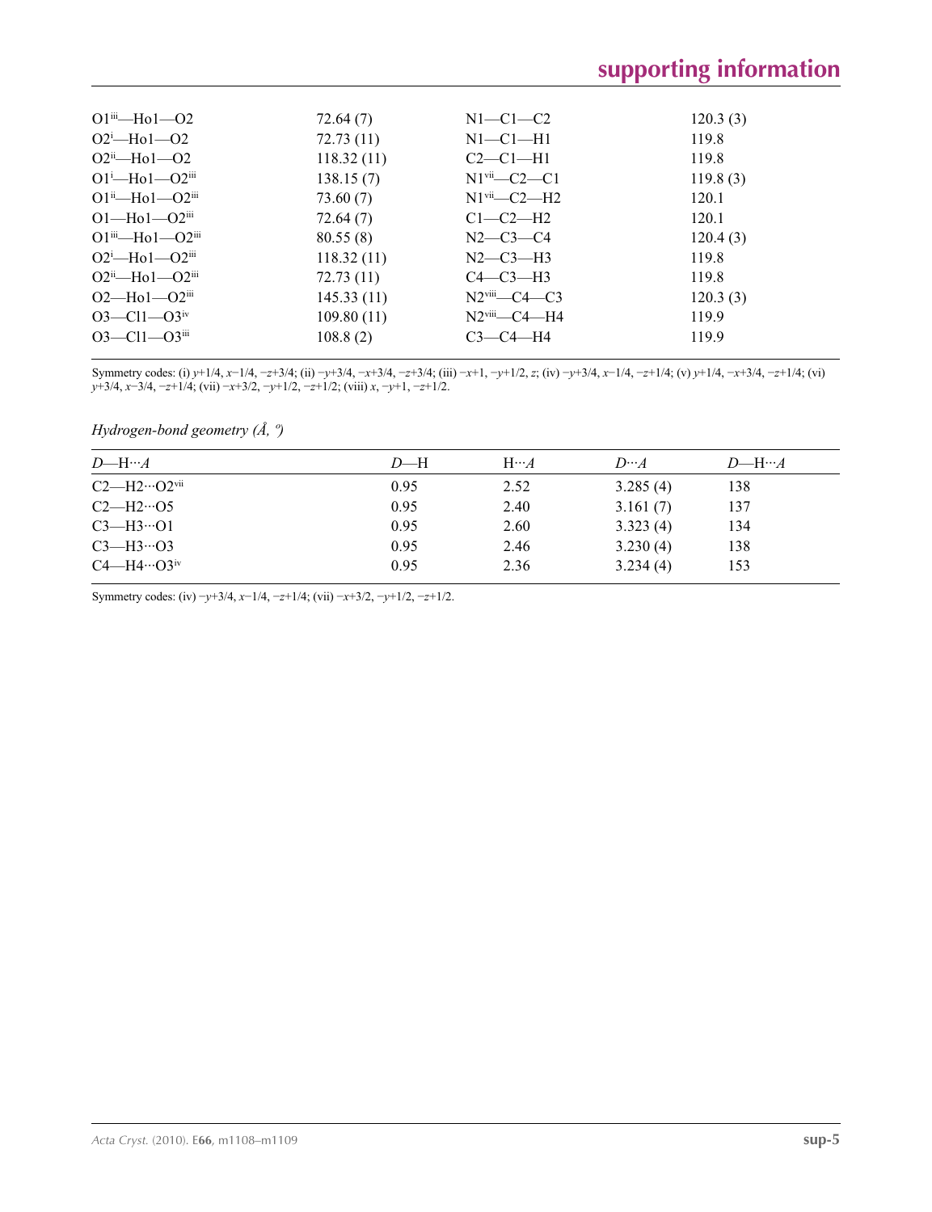| | | | |
|---|---|---|---|
| O1$^{iii}$—Ho1—O2 | 72.64 (7) | N1—C1—C2 | 120.3 (3) |
| O2$^{i}$—Ho1—O2 | 72.73 (11) | N1—C1—H1 | 119.8 |
| O2$^{ii}$—Ho1—O2 | 118.32 (11) | C2—C1—H1 | 119.8 |
| O1$^{i}$—Ho1—O2$^{iii}$ | 138.15 (7) | N1$^{vii}$—C2—C1 | 119.8 (3) |
| O1$^{ii}$—Ho1—O2$^{iii}$ | 73.60 (7) | N1$^{vii}$—C2—H2 | 120.1 |
| O1—Ho1—O2$^{iii}$ | 72.64 (7) | C1—C2—H2 | 120.1 |
| O1$^{iii}$—Ho1—O2$^{iii}$ | 80.55 (8) | N2—C3—C4 | 120.4 (3) |
| O2$^{i}$—Ho1—O2$^{iii}$ | 118.32 (11) | N2—C3—H3 | 119.8 |
| O2$^{ii}$—Ho1—O2$^{iii}$ | 72.73 (11) | C4—C3—H3 | 119.8 |
| O2—Ho1—O2$^{iii}$ | 145.33 (11) | N2$^{viii}$—C4—C3 | 120.3 (3) |
| O3—Cl1—O3$^{iv}$ | 109.80 (11) | N2$^{viii}$—C4—H4 | 119.9 |
| O3—Cl1—O3$^{iii}$ | 108.8 (2) | C3—C4—H4 | 119.9 |

Symmetry codes: (i) $y+1/4, x-1/4, -z+3/4$; (ii) $-y+3/4, -x+3/4, -z+3/4$; (iii) $-x+1, -y+1/2, z$; (iv) $-y+3/4, x-1/4, -z+1/4$; (v) $y+1/4, -x+3/4, -z+1/4$; (vi) $y+3/4, x-3/4, -z+1/4$; (vii) $-x+3/2, -y+1/2, -z+1/2$; (viii) $x, -y+1, -z+1/2$.

*Hydrogen-bond geometry (Å, º)*

| *D*—H···*A* | *D*—H | H···*A* | *D*···*A* | *D*—H···*A* |
|---|---|---|---|---|
| C2—H2···O2$^{vii}$ | 0.95 | 2.52 | 3.285 (4) | 138 |
| C2—H2···O5 | 0.95 | 2.40 | 3.161 (7) | 137 |
| C3—H3···O1 | 0.95 | 2.60 | 3.323 (4) | 134 |
| C3—H3···O3 | 0.95 | 2.46 | 3.230 (4) | 138 |
| C4—H4···O3$^{iv}$ | 0.95 | 2.36 | 3.234 (4) | 153 |

Symmetry codes: (iv) $-y+3/4, x-1/4, -z+1/4$; (vii) $-x+3/2, -y+1/2, -z+1/2$.